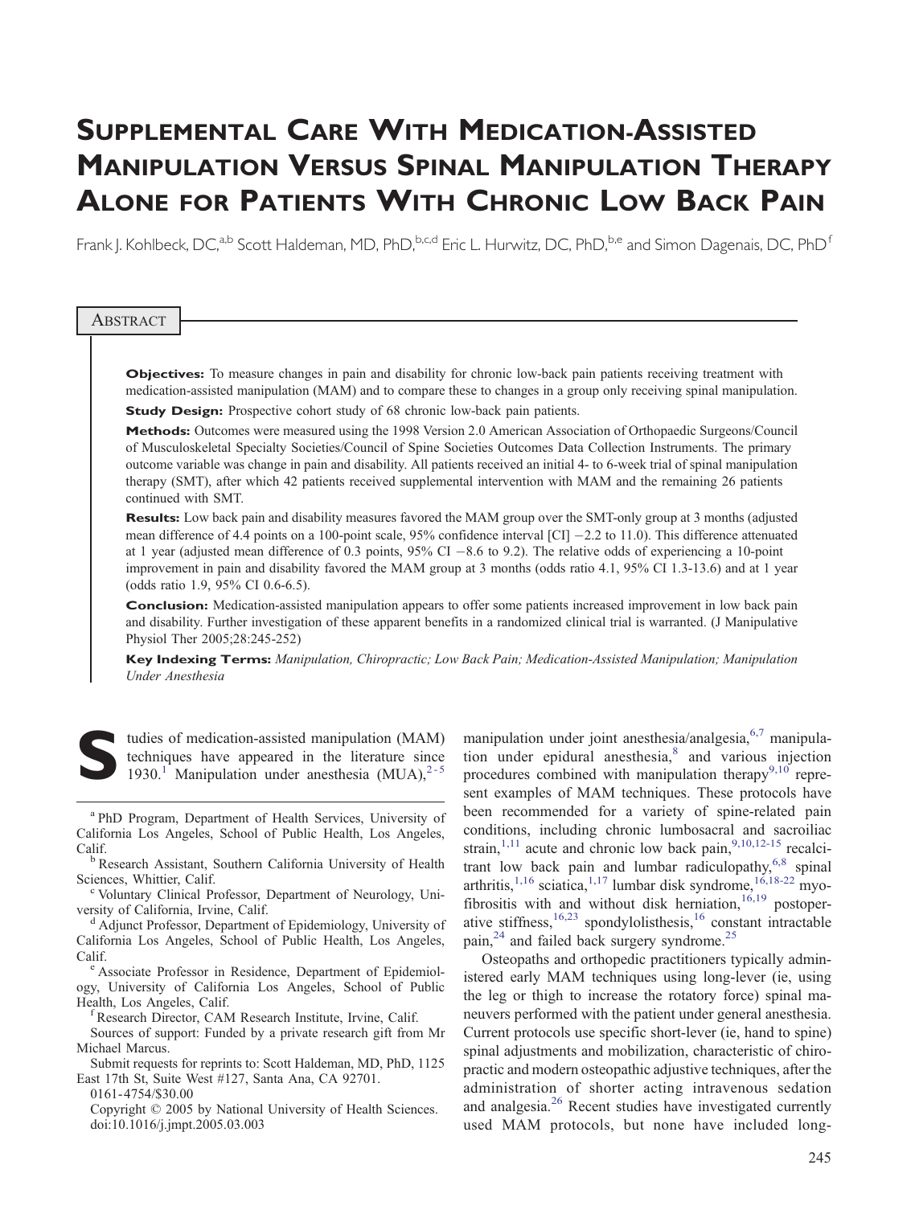# Supplemental Care With Medication-Assisted Manipulation Versus Spinal Manipulation Therapy Alone for Patients With Chronic Low Back Pain

Frank J. Kohlbeck, DC,[a,b] Scott Haldeman, MD, PhD,[b,c,d] Eric L. Hurwitz, DC, PhD,[b,e] and Simon Dagenais, DC, PhD[f]

## Abstract

**Objectives:** To measure changes in pain and disability for chronic low-back pain patients receiving treatment with medication-assisted manipulation (MAM) and to compare these to changes in a group only receiving spinal manipulation.

**Study Design:** Prospective cohort study of 68 chronic low-back pain patients.

**Methods:** Outcomes were measured using the 1998 Version 2.0 American Association of Orthopaedic Surgeons/Council of Musculoskeletal Specialty Societies/Council of Spine Societies Outcomes Data Collection Instruments. The primary outcome variable was change in pain and disability. All patients received an initial 4- to 6-week trial of spinal manipulation therapy (SMT), after which 42 patients received supplemental intervention with MAM and the remaining 26 patients continued with SMT.

**Results:** Low back pain and disability measures favored the MAM group over the SMT-only group at 3 months (adjusted mean difference of 4.4 points on a 100-point scale, 95% confidence interval [CI] −2.2 to 11.0). This difference attenuated at 1 year (adjusted mean difference of 0.3 points, 95% CI −8.6 to 9.2). The relative odds of experiencing a 10-point improvement in pain and disability favored the MAM group at 3 months (odds ratio 4.1, 95% CI 1.3-13.6) and at 1 year (odds ratio 1.9, 95% CI 0.6-6.5).

**Conclusion:** Medication-assisted manipulation appears to offer some patients increased improvement in low back pain and disability. Further investigation of these apparent benefits in a randomized clinical trial is warranted. (J Manipulative Physiol Ther 2005;28:245-252)

**Key Indexing Terms:** *Manipulation, Chiropractic; Low Back Pain; Medication-Assisted Manipulation; Manipulation Under Anesthesia*

Studies of medication-assisted manipulation (MAM) techniques have appeared in the literature since 1930.[1] Manipulation under anesthesia (MUA),[2-5] manipulation under joint anesthesia/analgesia,[6,7] manipulation under epidural anesthesia,[8] and various injection procedures combined with manipulation therapy[9,10] represent examples of MAM techniques. These protocols have been recommended for a variety of spine-related pain conditions, including chronic lumbosacral and sacroiliac strain,[1,11] acute and chronic low back pain,[9,10,12-15] recalcitrant low back pain and lumbar radiculopathy,[6,8] spinal arthritis,[1,16] sciatica,[1,17] lumbar disk syndrome,[16,18-22] myofibrositis with and without disk herniation,[16,19] postoperative stiffness,[16,23] spondylolisthesis,[16] constant intractable pain,[24] and failed back surgery syndrome.[25]

Osteopaths and orthopedic practitioners typically administered early MAM techniques using long-lever (ie, using the leg or thigh to increase the rotatory force) spinal maneuvers performed with the patient under general anesthesia. Current protocols use specific short-lever (ie, hand to spine) spinal adjustments and mobilization, characteristic of chiropractic and modern osteopathic adjustive techniques, after the administration of shorter acting intravenous sedation and analgesia.[26] Recent studies have investigated currently used MAM protocols, but none have included long-

[a] PhD Program, Department of Health Services, University of California Los Angeles, School of Public Health, Los Angeles, Calif.

[b] Research Assistant, Southern California University of Health Sciences, Whittier, Calif.

[c] Voluntary Clinical Professor, Department of Neurology, University of California, Irvine, Calif.

[d] Adjunct Professor, Department of Epidemiology, University of California Los Angeles, School of Public Health, Los Angeles, Calif.

[e] Associate Professor in Residence, Department of Epidemiology, University of California Los Angeles, School of Public Health, Los Angeles, Calif.

[f] Research Director, CAM Research Institute, Irvine, Calif.

Sources of support: Funded by a private research gift from Mr Michael Marcus.

Submit requests for reprints to: Scott Haldeman, MD, PhD, 1125 East 17th St, Suite West #127, Santa Ana, CA 92701.

0161-4754/$30.00

Copyright © 2005 by National University of Health Sciences.

doi:10.1016/j.jmpt.2005.03.003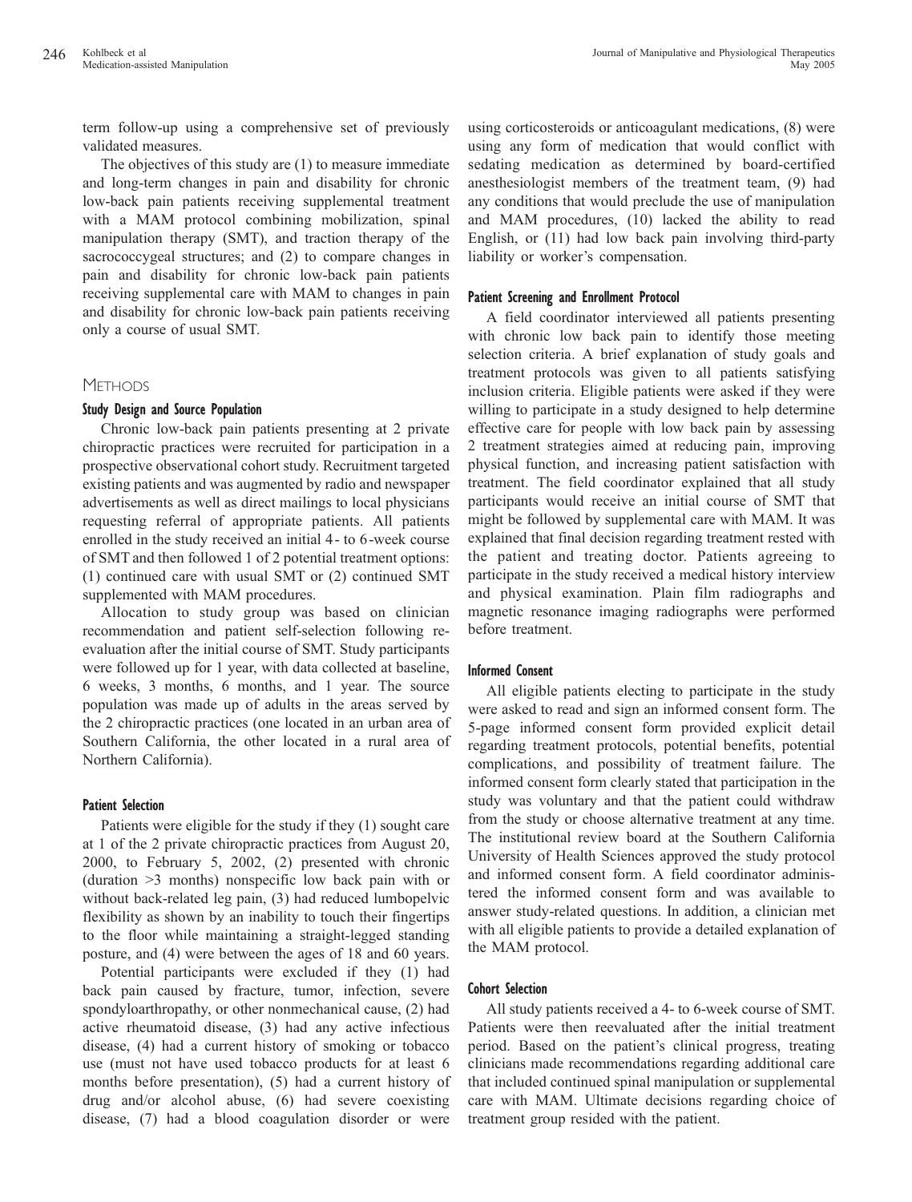term follow-up using a comprehensive set of previously validated measures.

The objectives of this study are (1) to measure immediate and long-term changes in pain and disability for chronic low-back pain patients receiving supplemental treatment with a MAM protocol combining mobilization, spinal manipulation therapy (SMT), and traction therapy of the sacrococcygeal structures; and (2) to compare changes in pain and disability for chronic low-back pain patients receiving supplemental care with MAM to changes in pain and disability for chronic low-back pain patients receiving only a course of usual SMT.

## Methods

### Study Design and Source Population

Chronic low-back pain patients presenting at 2 private chiropractic practices were recruited for participation in a prospective observational cohort study. Recruitment targeted existing patients and was augmented by radio and newspaper advertisements as well as direct mailings to local physicians requesting referral of appropriate patients. All patients enrolled in the study received an initial 4- to 6-week course of SMT and then followed 1 of 2 potential treatment options: (1) continued care with usual SMT or (2) continued SMT supplemented with MAM procedures.

Allocation to study group was based on clinician recommendation and patient self-selection following re-evaluation after the initial course of SMT. Study participants were followed up for 1 year, with data collected at baseline, 6 weeks, 3 months, 6 months, and 1 year. The source population was made up of adults in the areas served by the 2 chiropractic practices (one located in an urban area of Southern California, the other located in a rural area of Northern California).

### Patient Selection

Patients were eligible for the study if they (1) sought care at 1 of the 2 private chiropractic practices from August 20, 2000, to February 5, 2002, (2) presented with chronic (duration >3 months) nonspecific low back pain with or without back-related leg pain, (3) had reduced lumbopelvic flexibility as shown by an inability to touch their fingertips to the floor while maintaining a straight-legged standing posture, and (4) were between the ages of 18 and 60 years.

Potential participants were excluded if they (1) had back pain caused by fracture, tumor, infection, severe spondyloarthropathy, or other nonmechanical cause, (2) had active rheumatoid disease, (3) had any active infectious disease, (4) had a current history of smoking or tobacco use (must not have used tobacco products for at least 6 months before presentation), (5) had a current history of drug and/or alcohol abuse, (6) had severe coexisting disease, (7) had a blood coagulation disorder or were using corticosteroids or anticoagulant medications, (8) were using any form of medication that would conflict with sedating medication as determined by board-certified anesthesiologist members of the treatment team, (9) had any conditions that would preclude the use of manipulation and MAM procedures, (10) lacked the ability to read English, or (11) had low back pain involving third-party liability or worker's compensation.

### Patient Screening and Enrollment Protocol

A field coordinator interviewed all patients presenting with chronic low back pain to identify those meeting selection criteria. A brief explanation of study goals and treatment protocols was given to all patients satisfying inclusion criteria. Eligible patients were asked if they were willing to participate in a study designed to help determine effective care for people with low back pain by assessing 2 treatment strategies aimed at reducing pain, improving physical function, and increasing patient satisfaction with treatment. The field coordinator explained that all study participants would receive an initial course of SMT that might be followed by supplemental care with MAM. It was explained that final decision regarding treatment rested with the patient and treating doctor. Patients agreeing to participate in the study received a medical history interview and physical examination. Plain film radiographs and magnetic resonance imaging radiographs were performed before treatment.

### Informed Consent

All eligible patients electing to participate in the study were asked to read and sign an informed consent form. The 5-page informed consent form provided explicit detail regarding treatment protocols, potential benefits, potential complications, and possibility of treatment failure. The informed consent form clearly stated that participation in the study was voluntary and that the patient could withdraw from the study or choose alternative treatment at any time. The institutional review board at the Southern California University of Health Sciences approved the study protocol and informed consent form. A field coordinator administered the informed consent form and was available to answer study-related questions. In addition, a clinician met with all eligible patients to provide a detailed explanation of the MAM protocol.

### Cohort Selection

All study patients received a 4- to 6-week course of SMT. Patients were then reevaluated after the initial treatment period. Based on the patient's clinical progress, treating clinicians made recommendations regarding additional care that included continued spinal manipulation or supplemental care with MAM. Ultimate decisions regarding choice of treatment group resided with the patient.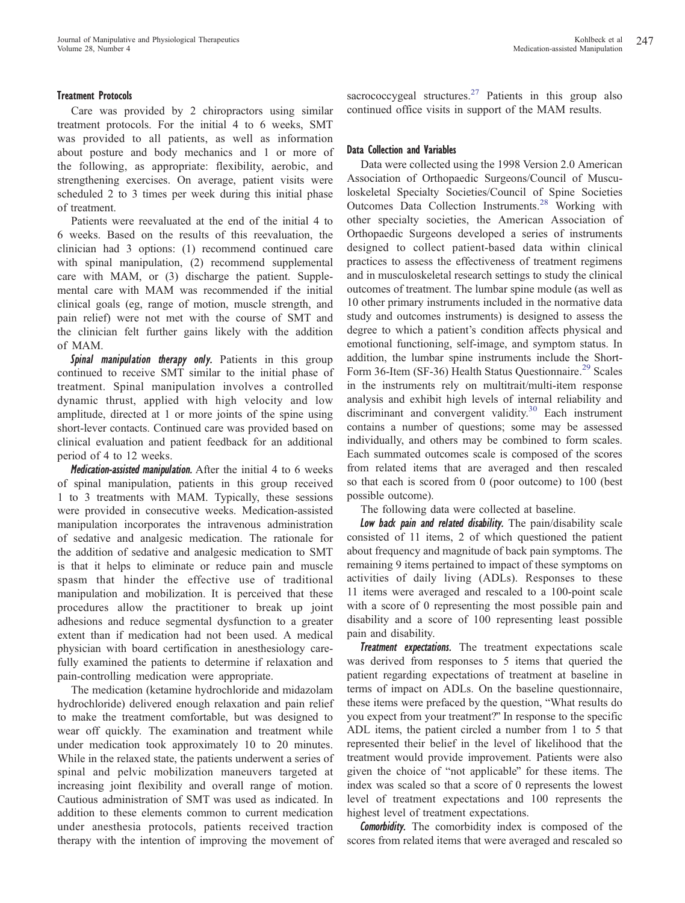### Treatment Protocols

Care was provided by 2 chiropractors using similar treatment protocols. For the initial 4 to 6 weeks, SMT was provided to all patients, as well as information about posture and body mechanics and 1 or more of the following, as appropriate: flexibility, aerobic, and strengthening exercises. On average, patient visits were scheduled 2 to 3 times per week during this initial phase of treatment.

Patients were reevaluated at the end of the initial 4 to 6 weeks. Based on the results of this reevaluation, the clinician had 3 options: (1) recommend continued care with spinal manipulation, (2) recommend supplemental care with MAM, or (3) discharge the patient. Supplemental care with MAM was recommended if the initial clinical goals (eg, range of motion, muscle strength, and pain relief) were not met with the course of SMT and the clinician felt further gains likely with the addition of MAM.

***Spinal manipulation therapy only.*** Patients in this group continued to receive SMT similar to the initial phase of treatment. Spinal manipulation involves a controlled dynamic thrust, applied with high velocity and low amplitude, directed at 1 or more joints of the spine using short-lever contacts. Continued care was provided based on clinical evaluation and patient feedback for an additional period of 4 to 12 weeks.

***Medication-assisted manipulation.*** After the initial 4 to 6 weeks of spinal manipulation, patients in this group received 1 to 3 treatments with MAM. Typically, these sessions were provided in consecutive weeks. Medication-assisted manipulation incorporates the intravenous administration of sedative and analgesic medication. The rationale for the addition of sedative and analgesic medication to SMT is that it helps to eliminate or reduce pain and muscle spasm that hinder the effective use of traditional manipulation and mobilization. It is perceived that these procedures allow the practitioner to break up joint adhesions and reduce segmental dysfunction to a greater extent than if medication had not been used. A medical physician with board certification in anesthesiology carefully examined the patients to determine if relaxation and pain-controlling medication were appropriate.

The medication (ketamine hydrochloride and midazolam hydrochloride) delivered enough relaxation and pain relief to make the treatment comfortable, but was designed to wear off quickly. The examination and treatment while under medication took approximately 10 to 20 minutes. While in the relaxed state, the patients underwent a series of spinal and pelvic mobilization maneuvers targeted at increasing joint flexibility and overall range of motion. Cautious administration of SMT was used as indicated. In addition to these elements common to current medication under anesthesia protocols, patients received traction therapy with the intention of improving the movement of sacrococcygeal structures.[27] Patients in this group also continued office visits in support of the MAM results.

### Data Collection and Variables

Data were collected using the 1998 Version 2.0 American Association of Orthopaedic Surgeons/Council of Musculoskeletal Specialty Societies/Council of Spine Societies Outcomes Data Collection Instruments.[28] Working with other specialty societies, the American Association of Orthopaedic Surgeons developed a series of instruments designed to collect patient-based data within clinical practices to assess the effectiveness of treatment regimens and in musculoskeletal research settings to study the clinical outcomes of treatment. The lumbar spine module (as well as 10 other primary instruments included in the normative data study and outcomes instruments) is designed to assess the degree to which a patient's condition affects physical and emotional functioning, self-image, and symptom status. In addition, the lumbar spine instruments include the Short-Form 36-Item (SF-36) Health Status Questionnaire.[29] Scales in the instruments rely on multitrait/multi-item response analysis and exhibit high levels of internal reliability and discriminant and convergent validity.[30] Each instrument contains a number of questions; some may be assessed individually, and others may be combined to form scales. Each summated outcomes scale is composed of the scores from related items that are averaged and then rescaled so that each is scored from 0 (poor outcome) to 100 (best possible outcome).

The following data were collected at baseline.

***Low back pain and related disability.*** The pain/disability scale consisted of 11 items, 2 of which questioned the patient about frequency and magnitude of back pain symptoms. The remaining 9 items pertained to impact of these symptoms on activities of daily living (ADLs). Responses to these 11 items were averaged and rescaled to a 100-point scale with a score of 0 representing the most possible pain and disability and a score of 100 representing least possible pain and disability.

***Treatment expectations.*** The treatment expectations scale was derived from responses to 5 items that queried the patient regarding expectations of treatment at baseline in terms of impact on ADLs. On the baseline questionnaire, these items were prefaced by the question, "What results do you expect from your treatment?" In response to the specific ADL items, the patient circled a number from 1 to 5 that represented their belief in the level of likelihood that the treatment would provide improvement. Patients were also given the choice of "not applicable" for these items. The index was scaled so that a score of 0 represents the lowest level of treatment expectations and 100 represents the highest level of treatment expectations.

***Comorbidity.*** The comorbidity index is composed of the scores from related items that were averaged and rescaled so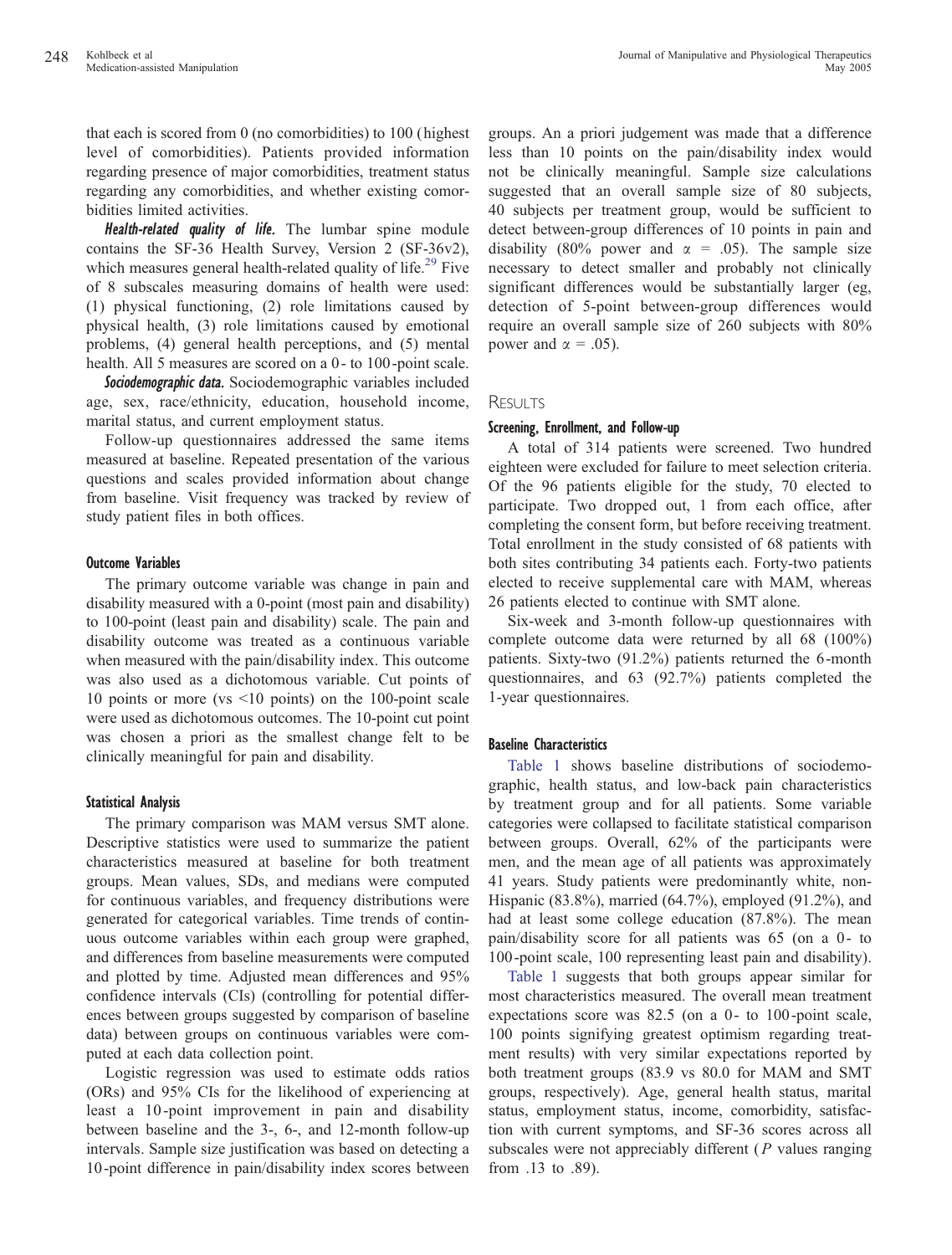that each is scored from 0 (no comorbidities) to 100 (highest level of comorbidities). Patients provided information regarding presence of major comorbidities, treatment status regarding any comorbidities, and whether existing comorbidities limited activities.

***Health-related quality of life.*** The lumbar spine module contains the SF-36 Health Survey, Version 2 (SF-36v2), which measures general health-related quality of life.[29] Five of 8 subscales measuring domains of health were used: (1) physical functioning, (2) role limitations caused by physical health, (3) role limitations caused by emotional problems, (4) general health perceptions, and (5) mental health. All 5 measures are scored on a 0- to 100-point scale.

***Sociodemographic data.*** Sociodemographic variables included age, sex, race/ethnicity, education, household income, marital status, and current employment status.

Follow-up questionnaires addressed the same items measured at baseline. Repeated presentation of the various questions and scales provided information about change from baseline. Visit frequency was tracked by review of study patient files in both offices.

### Outcome Variables

The primary outcome variable was change in pain and disability measured with a 0-point (most pain and disability) to 100-point (least pain and disability) scale. The pain and disability outcome was treated as a continuous variable when measured with the pain/disability index. This outcome was also used as a dichotomous variable. Cut points of 10 points or more (vs <10 points) on the 100-point scale were used as dichotomous outcomes. The 10-point cut point was chosen a priori as the smallest change felt to be clinically meaningful for pain and disability.

### Statistical Analysis

The primary comparison was MAM versus SMT alone. Descriptive statistics were used to summarize the patient characteristics measured at baseline for both treatment groups. Mean values, SDs, and medians were computed for continuous variables, and frequency distributions were generated for categorical variables. Time trends of continuous outcome variables within each group were graphed, and differences from baseline measurements were computed and plotted by time. Adjusted mean differences and 95% confidence intervals (CIs) (controlling for potential differences between groups suggested by comparison of baseline data) between groups on continuous variables were computed at each data collection point.

Logistic regression was used to estimate odds ratios (ORs) and 95% CIs for the likelihood of experiencing at least a 10-point improvement in pain and disability between baseline and the 3-, 6-, and 12-month follow-up intervals. Sample size justification was based on detecting a 10-point difference in pain/disability index scores between groups. An a priori judgement was made that a difference less than 10 points on the pain/disability index would not be clinically meaningful. Sample size calculations suggested that an overall sample size of 80 subjects, 40 subjects per treatment group, would be sufficient to detect between-group differences of 10 points in pain and disability (80% power and $\alpha = .05$). The sample size necessary to detect smaller and probably not clinically significant differences would be substantially larger (eg, detection of 5-point between-group differences would require an overall sample size of 260 subjects with 80% power and $\alpha = .05$).

## Results

### Screening, Enrollment, and Follow-up

A total of 314 patients were screened. Two hundred eighteen were excluded for failure to meet selection criteria. Of the 96 patients eligible for the study, 70 elected to participate. Two dropped out, 1 from each office, after completing the consent form, but before receiving treatment. Total enrollment in the study consisted of 68 patients with both sites contributing 34 patients each. Forty-two patients elected to receive supplemental care with MAM, whereas 26 patients elected to continue with SMT alone.

Six-week and 3-month follow-up questionnaires with complete outcome data were returned by all 68 (100%) patients. Sixty-two (91.2%) patients returned the 6-month questionnaires, and 63 (92.7%) patients completed the 1-year questionnaires.

### Baseline Characteristics

Table 1 shows baseline distributions of sociodemographic, health status, and low-back pain characteristics by treatment group and for all patients. Some variable categories were collapsed to facilitate statistical comparison between groups. Overall, 62% of the participants were men, and the mean age of all patients was approximately 41 years. Study patients were predominantly white, non-Hispanic (83.8%), married (64.7%), employed (91.2%), and had at least some college education (87.8%). The mean pain/disability score for all patients was 65 (on a 0- to 100-point scale, 100 representing least pain and disability).

Table 1 suggests that both groups appear similar for most characteristics measured. The overall mean treatment expectations score was 82.5 (on a 0- to 100-point scale, 100 points signifying greatest optimism regarding treatment results) with very similar expectations reported by both treatment groups (83.9 vs 80.0 for MAM and SMT groups, respectively). Age, general health status, marital status, employment status, income, comorbidity, satisfaction with current symptoms, and SF-36 scores across all subscales were not appreciably different (*P* values ranging from .13 to .89).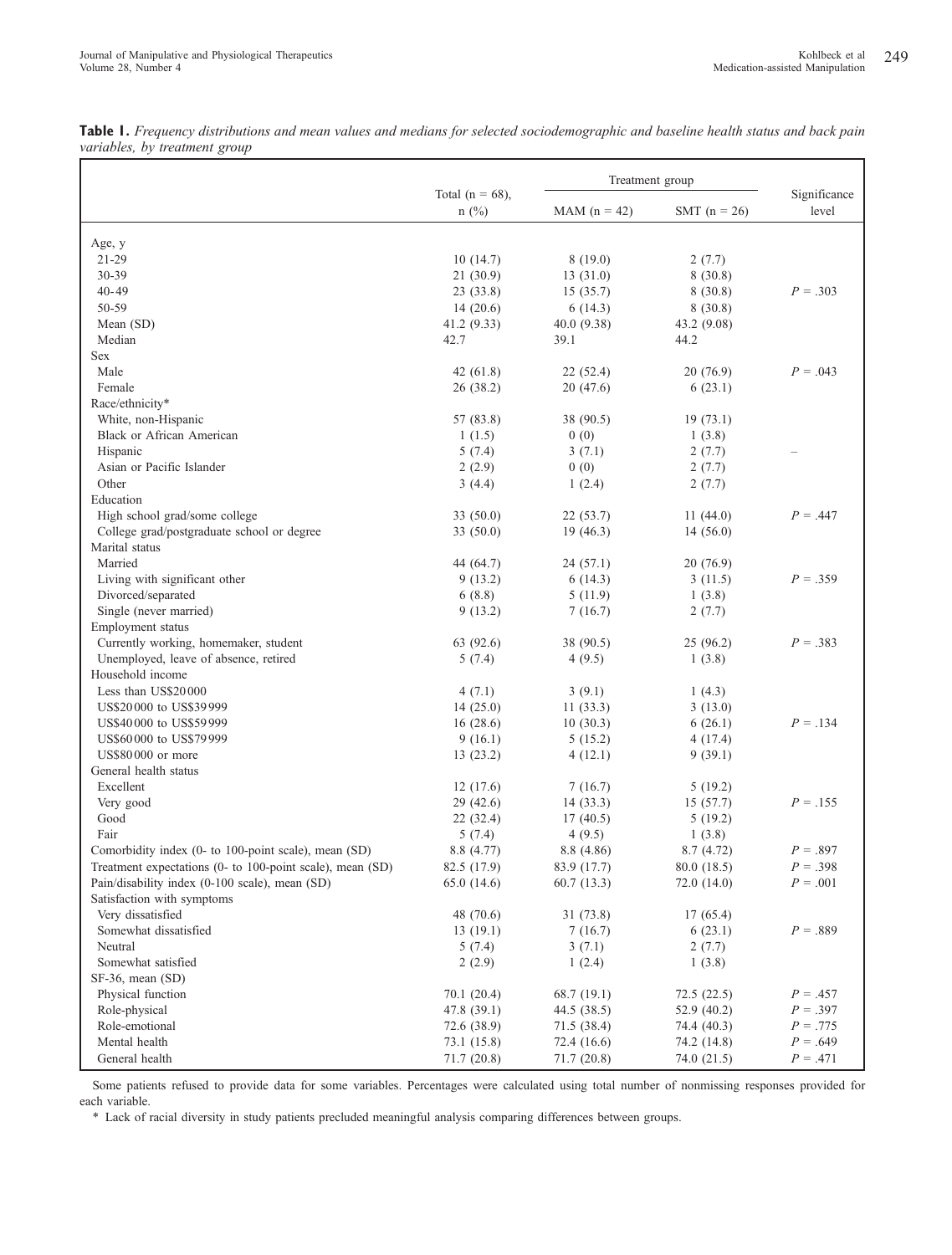**Table 1.** *Frequency distributions and mean values and medians for selected sociodemographic and baseline health status and back pain variables, by treatment group*

| | Total (n = 68), n (%) | Treatment group | | Significance level |
|---|---|---|---|---|
| | | MAM (n = 42) | SMT (n = 26) | |
| Age, y | | | | |
| 21-29 | 10 (14.7) | 8 (19.0) | 2 (7.7) | |
| 30-39 | 21 (30.9) | 13 (31.0) | 8 (30.8) | |
| 40-49 | 23 (33.8) | 15 (35.7) | 8 (30.8) | P = .303 |
| 50-59 | 14 (20.6) | 6 (14.3) | 8 (30.8) | |
| Mean (SD) | 41.2 (9.33) | 40.0 (9.38) | 43.2 (9.08) | |
| Median | 42.7 | 39.1 | 44.2 | |
| Sex | | | | |
| Male | 42 (61.8) | 22 (52.4) | 20 (76.9) | P = .043 |
| Female | 26 (38.2) | 20 (47.6) | 6 (23.1) | |
| Race/ethnicity* | | | | |
| White, non-Hispanic | 57 (83.8) | 38 (90.5) | 19 (73.1) | |
| Black or African American | 1 (1.5) | 0 (0) | 1 (3.8) | |
| Hispanic | 5 (7.4) | 3 (7.1) | 2 (7.7) | – |
| Asian or Pacific Islander | 2 (2.9) | 0 (0) | 2 (7.7) | |
| Other | 3 (4.4) | 1 (2.4) | 2 (7.7) | |
| Education | | | | |
| High school grad/some college | 33 (50.0) | 22 (53.7) | 11 (44.0) | P = .447 |
| College grad/postgraduate school or degree | 33 (50.0) | 19 (46.3) | 14 (56.0) | |
| Marital status | | | | |
| Married | 44 (64.7) | 24 (57.1) | 20 (76.9) | |
| Living with significant other | 9 (13.2) | 6 (14.3) | 3 (11.5) | P = .359 |
| Divorced/separated | 6 (8.8) | 5 (11.9) | 1 (3.8) | |
| Single (never married) | 9 (13.2) | 7 (16.7) | 2 (7.7) | |
| Employment status | | | | |
| Currently working, homemaker, student | 63 (92.6) | 38 (90.5) | 25 (96.2) | P = .383 |
| Unemployed, leave of absence, retired | 5 (7.4) | 4 (9.5) | 1 (3.8) | |
| Household income | | | | |
| Less than US$20 000 | 4 (7.1) | 3 (9.1) | 1 (4.3) | |
| US$20 000 to US$39 999 | 14 (25.0) | 11 (33.3) | 3 (13.0) | |
| US$40 000 to US$59 999 | 16 (28.6) | 10 (30.3) | 6 (26.1) | P = .134 |
| US$60 000 to US$79 999 | 9 (16.1) | 5 (15.2) | 4 (17.4) | |
| US$80 000 or more | 13 (23.2) | 4 (12.1) | 9 (39.1) | |
| General health status | | | | |
| Excellent | 12 (17.6) | 7 (16.7) | 5 (19.2) | |
| Very good | 29 (42.6) | 14 (33.3) | 15 (57.7) | P = .155 |
| Good | 22 (32.4) | 17 (40.5) | 5 (19.2) | |
| Fair | 5 (7.4) | 4 (9.5) | 1 (3.8) | |
| Comorbidity index (0- to 100-point scale), mean (SD) | 8.8 (4.77) | 8.8 (4.86) | 8.7 (4.72) | P = .897 |
| Treatment expectations (0- to 100-point scale), mean (SD) | 82.5 (17.9) | 83.9 (17.7) | 80.0 (18.5) | P = .398 |
| Pain/disability index (0-100 scale), mean (SD) | 65.0 (14.6) | 60.7 (13.3) | 72.0 (14.0) | P = .001 |
| Satisfaction with symptoms | | | | |
| Very dissatisfied | 48 (70.6) | 31 (73.8) | 17 (65.4) | |
| Somewhat dissatisfied | 13 (19.1) | 7 (16.7) | 6 (23.1) | P = .889 |
| Neutral | 5 (7.4) | 3 (7.1) | 2 (7.7) | |
| Somewhat satisfied | 2 (2.9) | 1 (2.4) | 1 (3.8) | |
| SF-36, mean (SD) | | | | |
| Physical function | 70.1 (20.4) | 68.7 (19.1) | 72.5 (22.5) | P = .457 |
| Role-physical | 47.8 (39.1) | 44.5 (38.5) | 52.9 (40.2) | P = .397 |
| Role-emotional | 72.6 (38.9) | 71.5 (38.4) | 74.4 (40.3) | P = .775 |
| Mental health | 73.1 (15.8) | 72.4 (16.6) | 74.2 (14.8) | P = .649 |
| General health | 71.7 (20.8) | 71.7 (20.8) | 74.0 (21.5) | P = .471 |

Some patients refused to provide data for some variables. Percentages were calculated using total number of nonmissing responses provided for each variable.

\* Lack of racial diversity in study patients precluded meaningful analysis comparing differences between groups.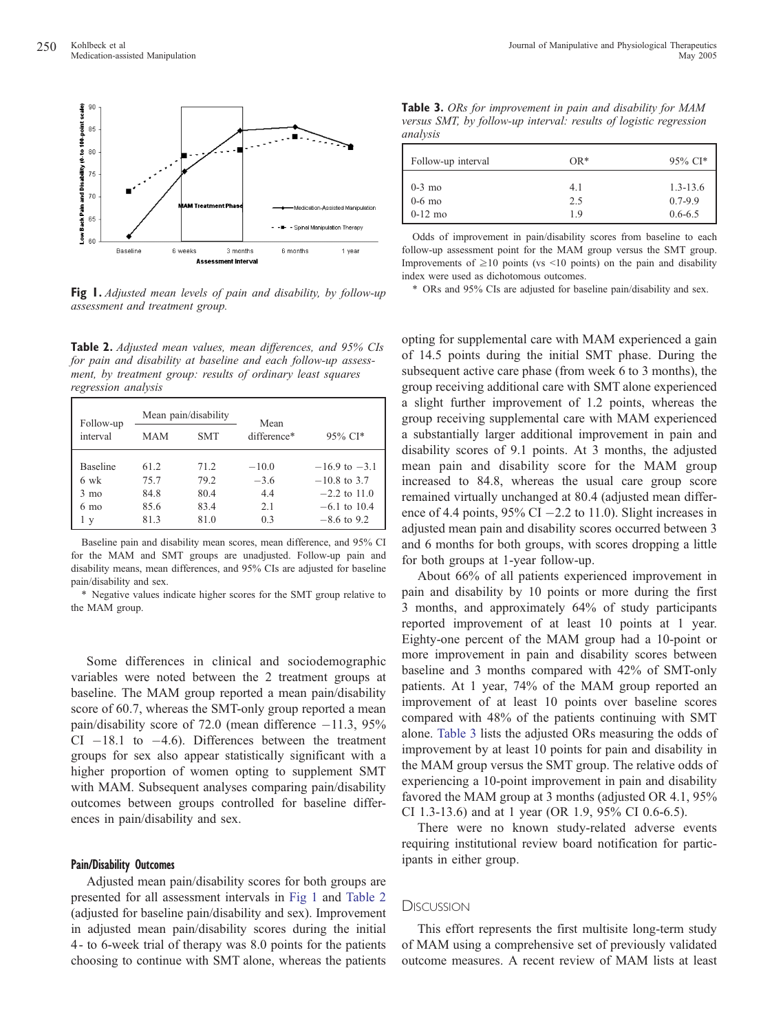**Fig 1.** *Adjusted mean levels of pain and disability, by follow-up assessment and treatment group.*

**Table 2.** *Adjusted mean values, mean differences, and 95% CIs for pain and disability at baseline and each follow-up assessment, by treatment group: results of ordinary least squares regression analysis*

| Follow-up interval | Mean pain/disability | | Mean difference* | 95% CI* |
|---|---|---|---|---|
| | MAM | SMT | | |
| Baseline | 61.2 | 71.2 | −10.0 | −16.9 to −3.1 |
| 6 wk | 75.7 | 79.2 | −3.6 | −10.8 to 3.7 |
| 3 mo | 84.8 | 80.4 | 4.4 | −2.2 to 11.0 |
| 6 mo | 85.6 | 83.4 | 2.1 | −6.1 to 10.4 |
| 1 y | 81.3 | 81.0 | 0.3 | −8.6 to 9.2 |

Baseline pain and disability mean scores, mean difference, and 95% CI for the MAM and SMT groups are unadjusted. Follow-up pain and disability means, mean differences, and 95% CIs are adjusted for baseline pain/disability and sex.

\* Negative values indicate higher scores for the SMT group relative to the MAM group.

Some differences in clinical and sociodemographic variables were noted between the 2 treatment groups at baseline. The MAM group reported a mean pain/disability score of 60.7, whereas the SMT-only group reported a mean pain/disability score of 72.0 (mean difference −11.3, 95% CI −18.1 to −4.6). Differences between the treatment groups for sex also appear statistically significant with a higher proportion of women opting to supplement SMT with MAM. Subsequent analyses comparing pain/disability outcomes between groups controlled for baseline differences in pain/disability and sex.

### Pain/Disability Outcomes

Adjusted mean pain/disability scores for both groups are presented for all assessment intervals in Fig 1 and Table 2 (adjusted for baseline pain/disability and sex). Improvement in adjusted mean pain/disability scores during the initial 4- to 6-week trial of therapy was 8.0 points for the patients choosing to continue with SMT alone, whereas the patients opting for supplemental care with MAM experienced a gain of 14.5 points during the initial SMT phase. During the subsequent active care phase (from week 6 to 3 months), the group receiving additional care with SMT alone experienced a slight further improvement of 1.2 points, whereas the group receiving supplemental care with MAM experienced a substantially larger additional improvement in pain and disability scores of 9.1 points. At 3 months, the adjusted mean pain and disability score for the MAM group increased to 84.8, whereas the usual care group score remained virtually unchanged at 80.4 (adjusted mean difference of 4.4 points, 95% CI −2.2 to 11.0). Slight increases in adjusted mean pain and disability scores occurred between 3 and 6 months for both groups, with scores dropping a little for both groups at 1-year follow-up.

**Table 3.** *ORs for improvement in pain and disability for MAM versus SMT, by follow-up interval: results of logistic regression analysis*

| Follow-up interval | OR* | 95% CI* |
|---|---|---|
| 0-3 mo | 4.1 | 1.3-13.6 |
| 0-6 mo | 2.5 | 0.7-9.9 |
| 0-12 mo | 1.9 | 0.6-6.5 |

Odds of improvement in pain/disability scores from baseline to each follow-up assessment point for the MAM group versus the SMT group. Improvements of ≥10 points (vs <10 points) on the pain and disability index were used as dichotomous outcomes.

\* ORs and 95% CIs are adjusted for baseline pain/disability and sex.

About 66% of all patients experienced improvement in pain and disability by 10 points or more during the first 3 months, and approximately 64% of study participants reported improvement of at least 10 points at 1 year. Eighty-one percent of the MAM group had a 10-point or more improvement in pain and disability scores between baseline and 3 months compared with 42% of SMT-only patients. At 1 year, 74% of the MAM group reported an improvement of at least 10 points over baseline scores compared with 48% of the patients continuing with SMT alone. Table 3 lists the adjusted ORs measuring the odds of improvement by at least 10 points for pain and disability in the MAM group versus the SMT group. The relative odds of experiencing a 10-point improvement in pain and disability favored the MAM group at 3 months (adjusted OR 4.1, 95% CI 1.3-13.6) and at 1 year (OR 1.9, 95% CI 0.6-6.5).

There were no known study-related adverse events requiring institutional review board notification for participants in either group.

## Discussion

This effort represents the first multisite long-term study of MAM using a comprehensive set of previously validated outcome measures. A recent review of MAM lists at least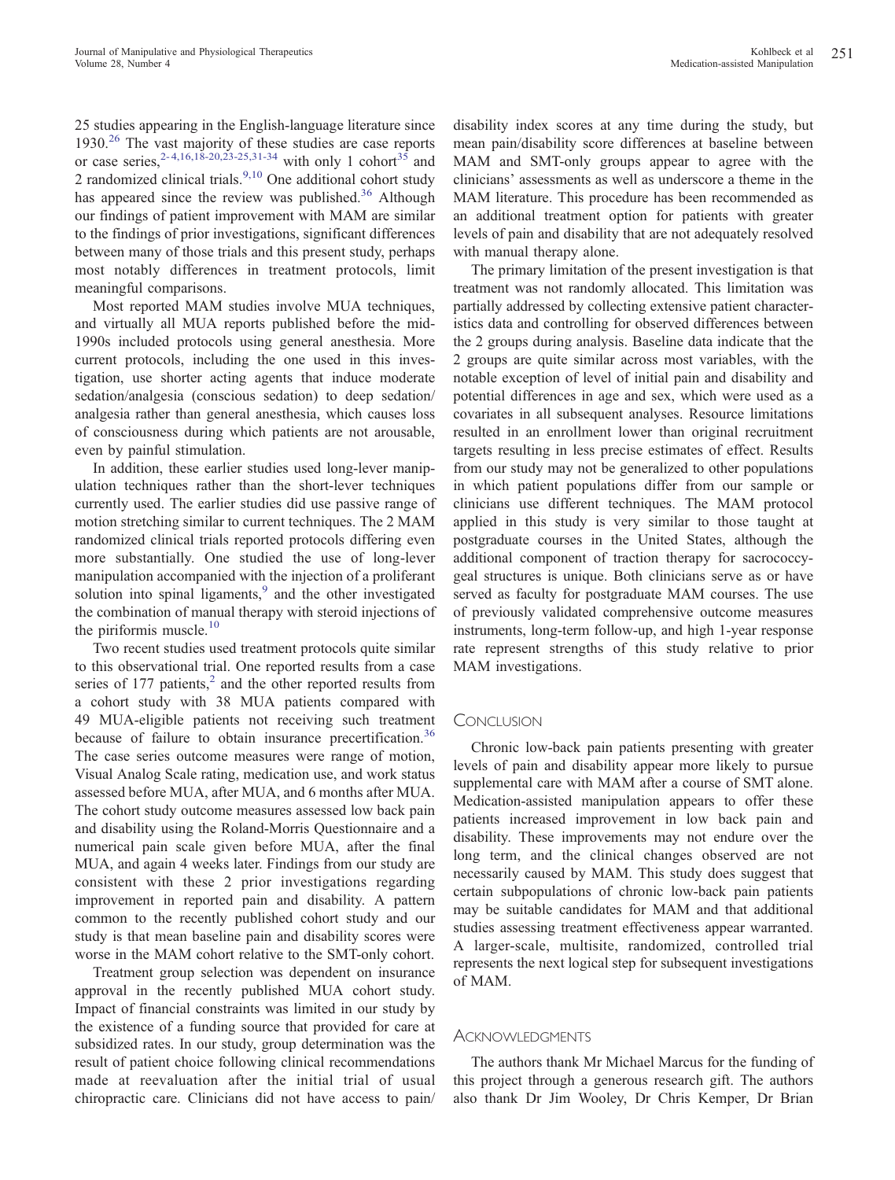25 studies appearing in the English-language literature since 1930.[26] The vast majority of these studies are case reports or case series,[2-4,16,18-20,23-25,31-34] with only 1 cohort[35] and 2 randomized clinical trials.[9,10] One additional cohort study has appeared since the review was published.[36] Although our findings of patient improvement with MAM are similar to the findings of prior investigations, significant differences between many of those trials and this present study, perhaps most notably differences in treatment protocols, limit meaningful comparisons.

Most reported MAM studies involve MUA techniques, and virtually all MUA reports published before the mid-1990s included protocols using general anesthesia. More current protocols, including the one used in this investigation, use shorter acting agents that induce moderate sedation/analgesia (conscious sedation) to deep sedation/analgesia rather than general anesthesia, which causes loss of consciousness during which patients are not arousable, even by painful stimulation.

In addition, these earlier studies used long-lever manipulation techniques rather than the short-lever techniques currently used. The earlier studies did use passive range of motion stretching similar to current techniques. The 2 MAM randomized clinical trials reported protocols differing even more substantially. One studied the use of long-lever manipulation accompanied with the injection of a proliferant solution into spinal ligaments,[9] and the other investigated the combination of manual therapy with steroid injections of the piriformis muscle.[10]

Two recent studies used treatment protocols quite similar to this observational trial. One reported results from a case series of 177 patients,[2] and the other reported results from a cohort study with 38 MUA patients compared with 49 MUA-eligible patients not receiving such treatment because of failure to obtain insurance precertification.[36] The case series outcome measures were range of motion, Visual Analog Scale rating, medication use, and work status assessed before MUA, after MUA, and 6 months after MUA. The cohort study outcome measures assessed low back pain and disability using the Roland-Morris Questionnaire and a numerical pain scale given before MUA, after the final MUA, and again 4 weeks later. Findings from our study are consistent with these 2 prior investigations regarding improvement in reported pain and disability. A pattern common to the recently published cohort study and our study is that mean baseline pain and disability scores were worse in the MAM cohort relative to the SMT-only cohort.

Treatment group selection was dependent on insurance approval in the recently published MUA cohort study. Impact of financial constraints was limited in our study by the existence of a funding source that provided for care at subsidized rates. In our study, group determination was the result of patient choice following clinical recommendations made at reevaluation after the initial trial of usual chiropractic care. Clinicians did not have access to pain/disability index scores at any time during the study, but mean pain/disability score differences at baseline between MAM and SMT-only groups appear to agree with the clinicians' assessments as well as underscore a theme in the MAM literature. This procedure has been recommended as an additional treatment option for patients with greater levels of pain and disability that are not adequately resolved with manual therapy alone.

The primary limitation of the present investigation is that treatment was not randomly allocated. This limitation was partially addressed by collecting extensive patient characteristics data and controlling for observed differences between the 2 groups during analysis. Baseline data indicate that the 2 groups are quite similar across most variables, with the notable exception of level of initial pain and disability and potential differences in age and sex, which were used as a covariates in all subsequent analyses. Resource limitations resulted in an enrollment lower than original recruitment targets resulting in less precise estimates of effect. Results from our study may not be generalized to other populations in which patient populations differ from our sample or clinicians use different techniques. The MAM protocol applied in this study is very similar to those taught at postgraduate courses in the United States, although the additional component of traction therapy for sacrococcygeal structures is unique. Both clinicians serve as or have served as faculty for postgraduate MAM courses. The use of previously validated comprehensive outcome measures instruments, long-term follow-up, and high 1-year response rate represent strengths of this study relative to prior MAM investigations.

## Conclusion

Chronic low-back pain patients presenting with greater levels of pain and disability appear more likely to pursue supplemental care with MAM after a course of SMT alone. Medication-assisted manipulation appears to offer these patients increased improvement in low back pain and disability. These improvements may not endure over the long term, and the clinical changes observed are not necessarily caused by MAM. This study does suggest that certain subpopulations of chronic low-back pain patients may be suitable candidates for MAM and that additional studies assessing treatment effectiveness appear warranted. A larger-scale, multisite, randomized, controlled trial represents the next logical step for subsequent investigations of MAM.

## Acknowledgments

The authors thank Mr Michael Marcus for the funding of this project through a generous research gift. The authors also thank Dr Jim Wooley, Dr Chris Kemper, Dr Brian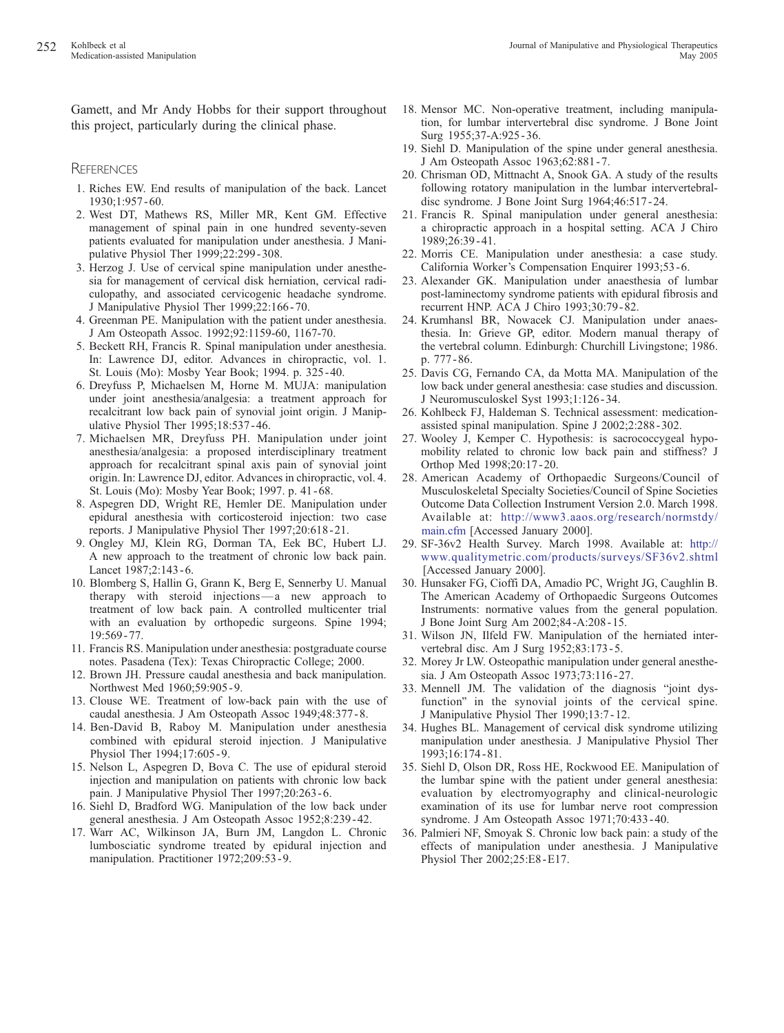Gamett, and Mr Andy Hobbs for their support throughout this project, particularly during the clinical phase.

## References

1. Riches EW. End results of manipulation of the back. Lancet 1930;1:957-60.
2. West DT, Mathews RS, Miller MR, Kent GM. Effective management of spinal pain in one hundred seventy-seven patients evaluated for manipulation under anesthesia. J Manipulative Physiol Ther 1999;22:299-308.
3. Herzog J. Use of cervical spine manipulation under anesthesia for management of cervical disk herniation, cervical radiculopathy, and associated cervicogenic headache syndrome. J Manipulative Physiol Ther 1999;22:166-70.
4. Greenman PE. Manipulation with the patient under anesthesia. J Am Osteopath Assoc. 1992;92:1159-60, 1167-70.
5. Beckett RH, Francis R. Spinal manipulation under anesthesia. In: Lawrence DJ, editor. Advances in chiropractic, vol. 1. St. Louis (Mo): Mosby Year Book; 1994. p. 325-40.
6. Dreyfuss P, Michaelsen M, Horne M. MUJA: manipulation under joint anesthesia/analgesia: a treatment approach for recalcitrant low back pain of synovial joint origin. J Manipulative Physiol Ther 1995;18:537-46.
7. Michaelsen MR, Dreyfuss PH. Manipulation under joint anesthesia/analgesia: a proposed interdisciplinary treatment approach for recalcitrant spinal axis pain of synovial joint origin. In: Lawrence DJ, editor. Advances in chiropractic, vol. 4. St. Louis (Mo): Mosby Year Book; 1997. p. 41-68.
8. Aspegren DD, Wright RE, Hemler DE. Manipulation under epidural anesthesia with corticosteroid injection: two case reports. J Manipulative Physiol Ther 1997;20:618-21.
9. Ongley MJ, Klein RG, Dorman TA, Eek BC, Hubert LJ. A new approach to the treatment of chronic low back pain. Lancet 1987;2:143-6.
10. Blomberg S, Hallin G, Grann K, Berg E, Sennerby U. Manual therapy with steroid injections—a new approach to treatment of low back pain. A controlled multicenter trial with an evaluation by orthopedic surgeons. Spine 1994; 19:569-77.
11. Francis RS. Manipulation under anesthesia: postgraduate course notes. Pasadena (Tex): Texas Chiropractic College; 2000.
12. Brown JH. Pressure caudal anesthesia and back manipulation. Northwest Med 1960;59:905-9.
13. Clouse WE. Treatment of low-back pain with the use of caudal anesthesia. J Am Osteopath Assoc 1949;48:377-8.
14. Ben-David B, Raboy M. Manipulation under anesthesia combined with epidural steroid injection. J Manipulative Physiol Ther 1994;17:605-9.
15. Nelson L, Aspegren D, Bova C. The use of epidural steroid injection and manipulation on patients with chronic low back pain. J Manipulative Physiol Ther 1997;20:263-6.
16. Siehl D, Bradford WG. Manipulation of the low back under general anesthesia. J Am Osteopath Assoc 1952;8:239-42.
17. Warr AC, Wilkinson JA, Burn JM, Langdon L. Chronic lumbosciatic syndrome treated by epidural injection and manipulation. Practitioner 1972;209:53-9.
18. Mensor MC. Non-operative treatment, including manipulation, for lumbar intervertebral disc syndrome. J Bone Joint Surg 1955;37-A:925-36.
19. Siehl D. Manipulation of the spine under general anesthesia. J Am Osteopath Assoc 1963;62:881-7.
20. Chrisman OD, Mittnacht A, Snook GA. A study of the results following rotatory manipulation in the lumbar intervertebral-disc syndrome. J Bone Joint Surg 1964;46:517-24.
21. Francis R. Spinal manipulation under general anesthesia: a chiropractic approach in a hospital setting. ACA J Chiro 1989;26:39-41.
22. Morris CE. Manipulation under anesthesia: a case study. California Worker's Compensation Enquirer 1993;53-6.
23. Alexander GK. Manipulation under anaesthesia of lumbar post-laminectomy syndrome patients with epidural fibrosis and recurrent HNP. ACA J Chiro 1993;30:79-82.
24. Krumhansl BR, Nowacek CJ. Manipulation under anaesthesia. In: Grieve GP, editor. Modern manual therapy of the vertebral column. Edinburgh: Churchill Livingstone; 1986. p. 777-86.
25. Davis CG, Fernando CA, da Motta MA. Manipulation of the low back under general anesthesia: case studies and discussion. J Neuromusculoskel Syst 1993;1:126-34.
26. Kohlbeck FJ, Haldeman S. Technical assessment: medication-assisted spinal manipulation. Spine J 2002;2:288-302.
27. Wooley J, Kemper C. Hypothesis: is sacrococcygeal hypomobility related to chronic low back pain and stiffness? J Orthop Med 1998;20:17-20.
28. American Academy of Orthopaedic Surgeons/Council of Musculoskeletal Specialty Societies/Council of Spine Societies Outcome Data Collection Instrument Version 2.0. March 1998. Available at: http://www3.aaos.org/research/normstdy/main.cfm [Accessed January 2000].
29. SF-36v2 Health Survey. March 1998. Available at: http://www.qualitymetric.com/products/surveys/SF36v2.shtml [Accessed January 2000].
30. Hunsaker FG, Cioffi DA, Amadio PC, Wright JG, Caughlin B. The American Academy of Orthopaedic Surgeons Outcomes Instruments: normative values from the general population. J Bone Joint Surg Am 2002;84-A:208-15.
31. Wilson JN, Ilfeld FW. Manipulation of the herniated intervertebral disc. Am J Surg 1952;83:173-5.
32. Morey Jr LW. Osteopathic manipulation under general anesthesia. J Am Osteopath Assoc 1973;73:116-27.
33. Mennell JM. The validation of the diagnosis "joint dysfunction" in the synovial joints of the cervical spine. J Manipulative Physiol Ther 1990;13:7-12.
34. Hughes BL. Management of cervical disk syndrome utilizing manipulation under anesthesia. J Manipulative Physiol Ther 1993;16:174-81.
35. Siehl D, Olson DR, Ross HE, Rockwood EE. Manipulation of the lumbar spine with the patient under general anesthesia: evaluation by electromyography and clinical-neurologic examination of its use for lumbar nerve root compression syndrome. J Am Osteopath Assoc 1971;70:433-40.
36. Palmieri NF, Smoyak S. Chronic low back pain: a study of the effects of manipulation under anesthesia. J Manipulative Physiol Ther 2002;25:E8-E17.